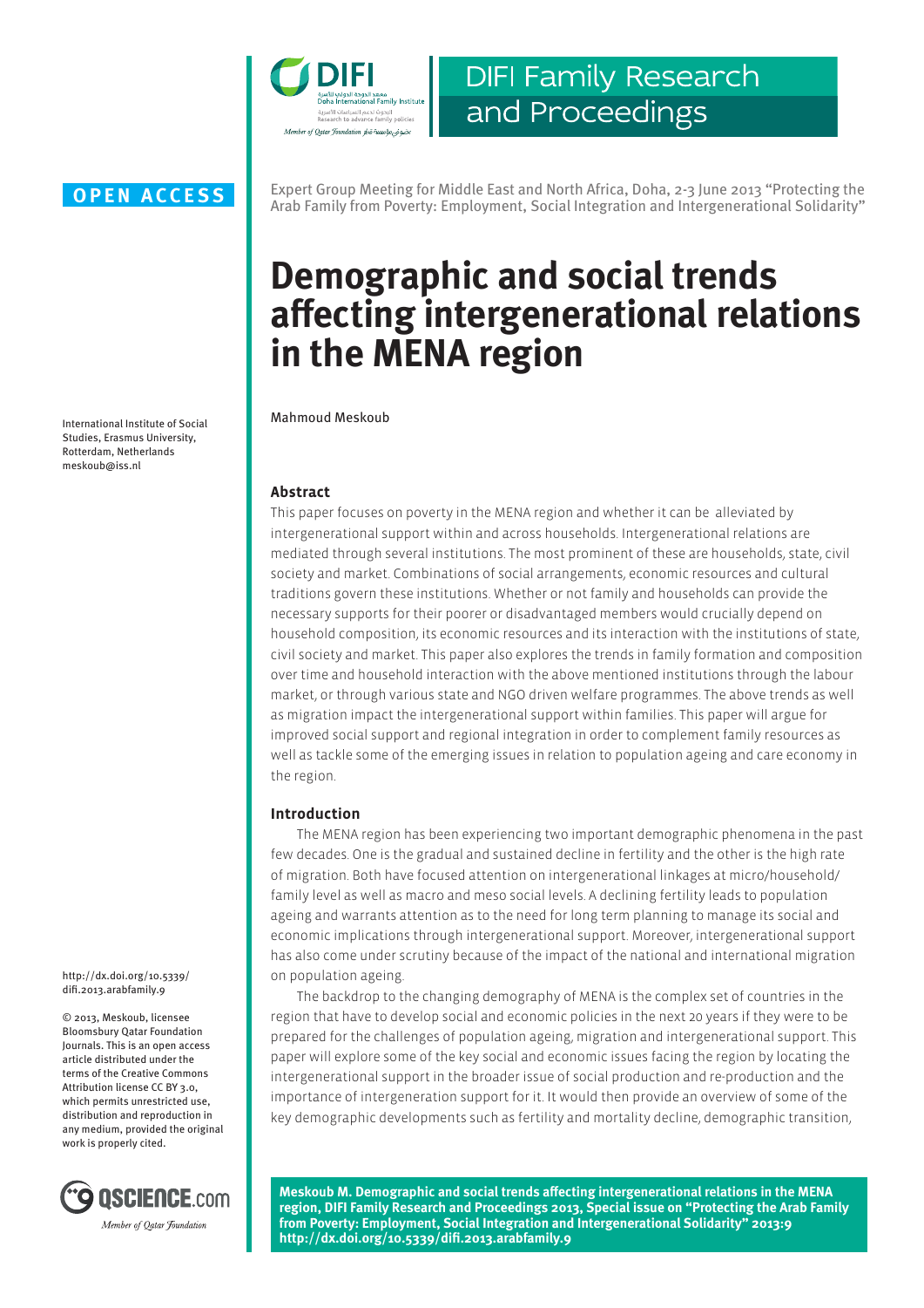OPEN ACCESS

Expert Group Meeting for Middle East and North Africa, Doha, 2-3 June 2013 "Protecting the Arab Family from Poverty: Employment, Social Integration and Intergenerational Solidarity"

# Demographic and social trends affecting intergenerational relations in the MENA region

Mahmoud Meskoub

International Institute of Social Studies, Erasmus University, Rotterdam, Netherlands
meskoub@iss.nl

http://dx.doi.org/10.5339/difi.2013.arabfamily.9

© 2013, Meskoub, licensee Bloomsbury Qatar Foundation Journals. This is an open access article distributed under the terms of the Creative Commons Attribution license CC BY 3.0, which permits unrestricted use, distribution and reproduction in any medium, provided the original work is properly cited.

## Abstract

This paper focuses on poverty in the MENA region and whether it can be alleviated by intergenerational support within and across households. Intergenerational relations are mediated through several institutions. The most prominent of these are households, state, civil society and market. Combinations of social arrangements, economic resources and cultural traditions govern these institutions. Whether or not family and households can provide the necessary supports for their poorer or disadvantaged members would crucially depend on household composition, its economic resources and its interaction with the institutions of state, civil society and market. This paper also explores the trends in family formation and composition over time and household interaction with the above mentioned institutions through the labour market, or through various state and NGO driven welfare programmes. The above trends as well as migration impact the intergenerational support within families. This paper will argue for improved social support and regional integration in order to complement family resources as well as tackle some of the emerging issues in relation to population ageing and care economy in the region.

## Introduction

The MENA region has been experiencing two important demographic phenomena in the past few decades. One is the gradual and sustained decline in fertility and the other is the high rate of migration. Both have focused attention on intergenerational linkages at micro/household/family level as well as macro and meso social levels. A declining fertility leads to population ageing and warrants attention as to the need for long term planning to manage its social and economic implications through intergenerational support. Moreover, intergenerational support has also come under scrutiny because of the impact of the national and international migration on population ageing.

The backdrop to the changing demography of MENA is the complex set of countries in the region that have to develop social and economic policies in the next 20 years if they were to be prepared for the challenges of population ageing, migration and intergenerational support. This paper will explore some of the key social and economic issues facing the region by locating the intergenerational support in the broader issue of social production and re-production and the importance of intergeneration support for it. It would then provide an overview of some of the key demographic developments such as fertility and mortality decline, demographic transition,

**Meskoub M. Demographic and social trends affecting intergenerational relations in the MENA region, DIFI Family Research and Proceedings 2013, Special issue on "Protecting the Arab Family from Poverty: Employment, Social Integration and Intergenerational Solidarity" 2013:9 http://dx.doi.org/10.5339/difi.2013.arabfamily.9**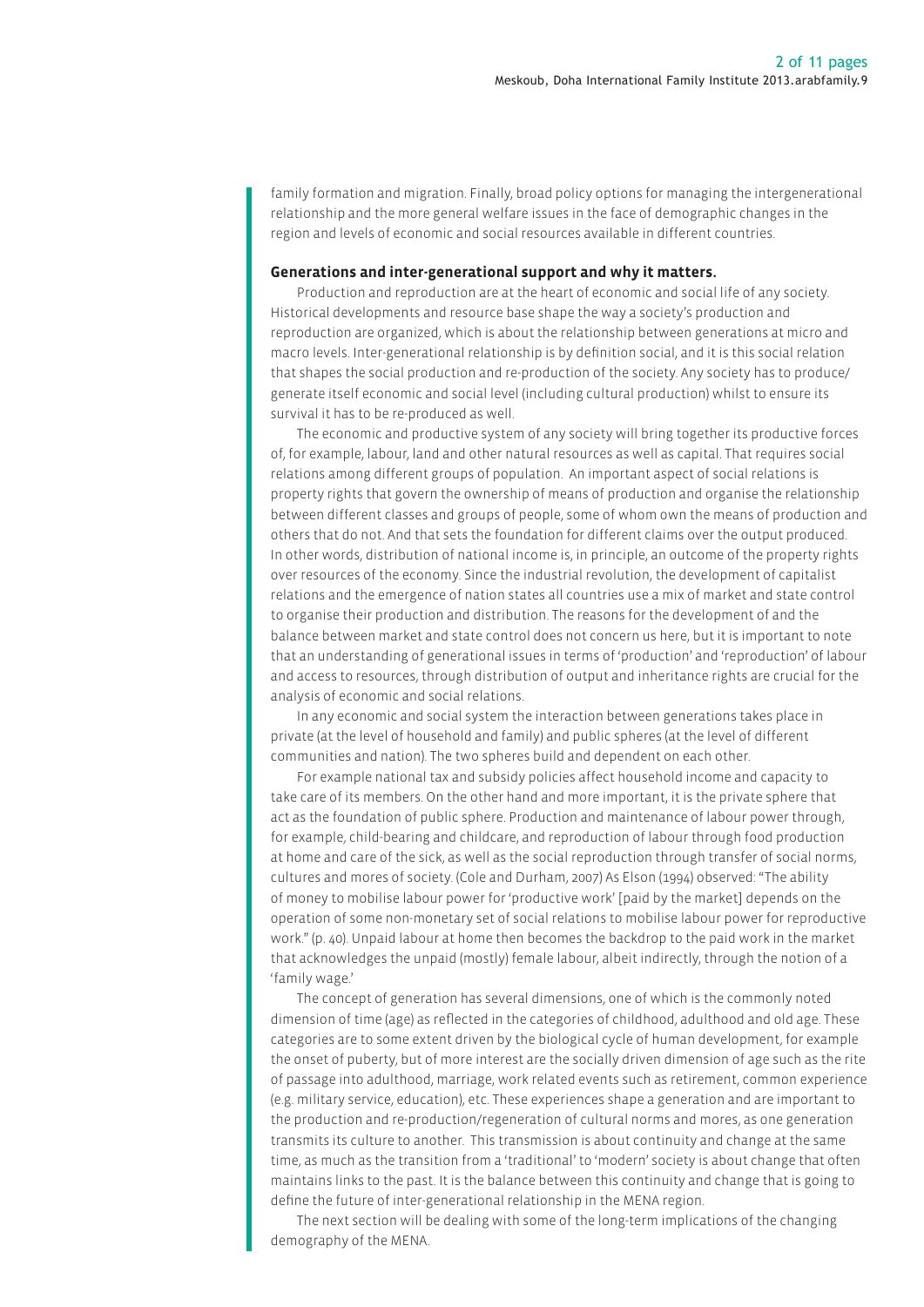family formation and migration. Finally, broad policy options for managing the intergenerational relationship and the more general welfare issues in the face of demographic changes in the region and levels of economic and social resources available in different countries.

### Generations and inter-generational support and why it matters.

Production and reproduction are at the heart of economic and social life of any society. Historical developments and resource base shape the way a society's production and reproduction are organized, which is about the relationship between generations at micro and macro levels. Inter-generational relationship is by definition social, and it is this social relation that shapes the social production and re-production of the society. Any society has to produce/ generate itself economic and social level (including cultural production) whilst to ensure its survival it has to be re-produced as well.

The economic and productive system of any society will bring together its productive forces of, for example, labour, land and other natural resources as well as capital. That requires social relations among different groups of population. An important aspect of social relations is property rights that govern the ownership of means of production and organise the relationship between different classes and groups of people, some of whom own the means of production and others that do not. And that sets the foundation for different claims over the output produced. In other words, distribution of national income is, in principle, an outcome of the property rights over resources of the economy. Since the industrial revolution, the development of capitalist relations and the emergence of nation states all countries use a mix of market and state control to organise their production and distribution. The reasons for the development of and the balance between market and state control does not concern us here, but it is important to note that an understanding of generational issues in terms of 'production' and 'reproduction' of labour and access to resources, through distribution of output and inheritance rights are crucial for the analysis of economic and social relations.

In any economic and social system the interaction between generations takes place in private (at the level of household and family) and public spheres (at the level of different communities and nation). The two spheres build and dependent on each other.

For example national tax and subsidy policies affect household income and capacity to take care of its members. On the other hand and more important, it is the private sphere that act as the foundation of public sphere. Production and maintenance of labour power through, for example, child-bearing and childcare, and reproduction of labour through food production at home and care of the sick, as well as the social reproduction through transfer of social norms, cultures and mores of society. (Cole and Durham, 2007) As Elson (1994) observed: "The ability of money to mobilise labour power for 'productive work' [paid by the market] depends on the operation of some non-monetary set of social relations to mobilise labour power for reproductive work." (p. 40). Unpaid labour at home then becomes the backdrop to the paid work in the market that acknowledges the unpaid (mostly) female labour, albeit indirectly, through the notion of a 'family wage.'

The concept of generation has several dimensions, one of which is the commonly noted dimension of time (age) as reflected in the categories of childhood, adulthood and old age. These categories are to some extent driven by the biological cycle of human development, for example the onset of puberty, but of more interest are the socially driven dimension of age such as the rite of passage into adulthood, marriage, work related events such as retirement, common experience (e.g. military service, education), etc. These experiences shape a generation and are important to the production and re-production/regeneration of cultural norms and mores, as one generation transmits its culture to another. This transmission is about continuity and change at the same time, as much as the transition from a 'traditional' to 'modern' society is about change that often maintains links to the past. It is the balance between this continuity and change that is going to define the future of inter-generational relationship in the MENA region.

The next section will be dealing with some of the long-term implications of the changing demography of the MENA.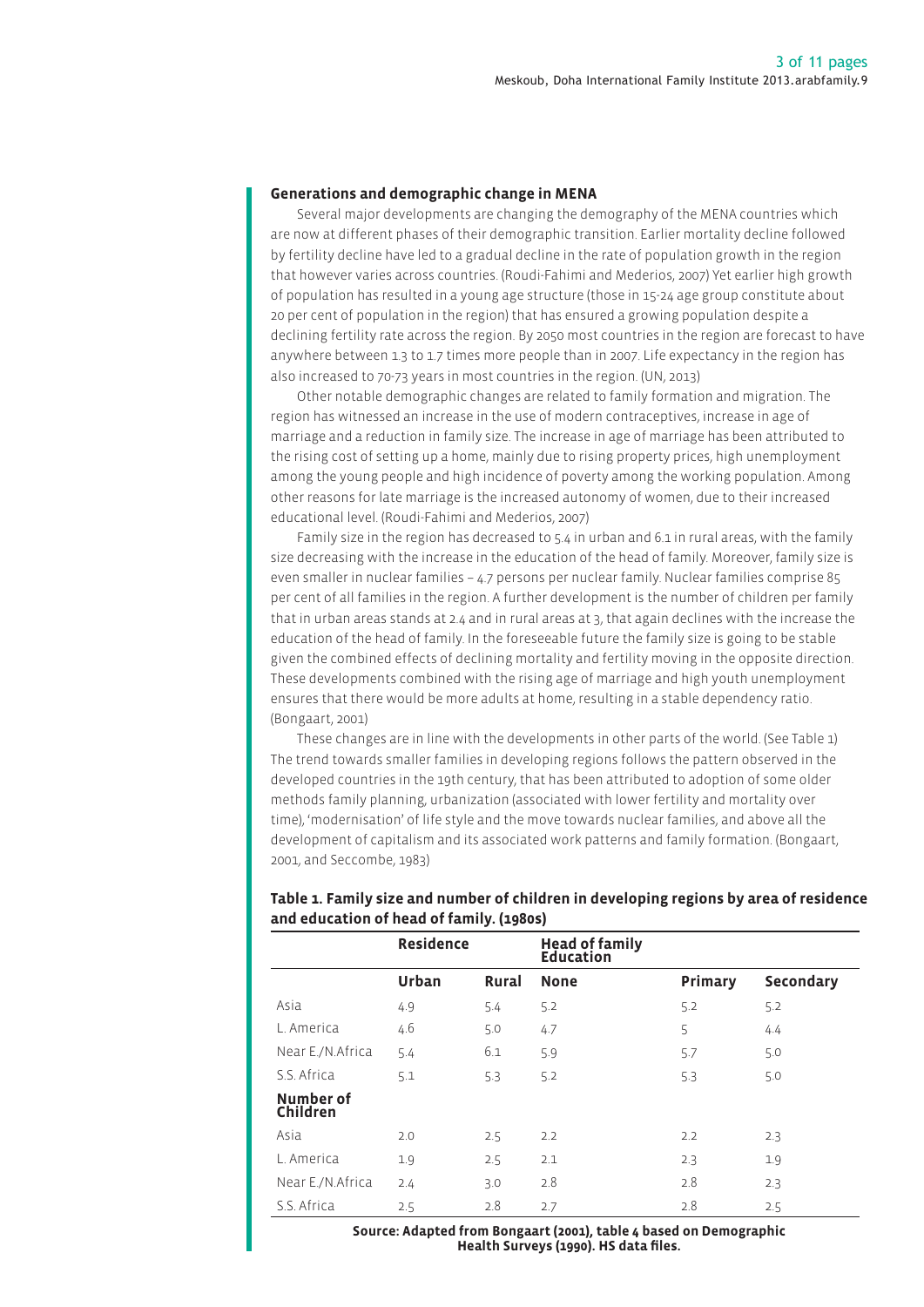## Generations and demographic change in MENA

Several major developments are changing the demography of the MENA countries which are now at different phases of their demographic transition. Earlier mortality decline followed by fertility decline have led to a gradual decline in the rate of population growth in the region that however varies across countries. (Roudi-Fahimi and Mederios, 2007) Yet earlier high growth of population has resulted in a young age structure (those in 15-24 age group constitute about 20 per cent of population in the region) that has ensured a growing population despite a declining fertility rate across the region. By 2050 most countries in the region are forecast to have anywhere between 1.3 to 1.7 times more people than in 2007. Life expectancy in the region has also increased to 70-73 years in most countries in the region. (UN, 2013)

Other notable demographic changes are related to family formation and migration. The region has witnessed an increase in the use of modern contraceptives, increase in age of marriage and a reduction in family size. The increase in age of marriage has been attributed to the rising cost of setting up a home, mainly due to rising property prices, high unemployment among the young people and high incidence of poverty among the working population. Among other reasons for late marriage is the increased autonomy of women, due to their increased educational level. (Roudi-Fahimi and Mederios, 2007)

Family size in the region has decreased to 5.4 in urban and 6.1 in rural areas, with the family size decreasing with the increase in the education of the head of family. Moreover, family size is even smaller in nuclear families – 4.7 persons per nuclear family. Nuclear families comprise 85 per cent of all families in the region. A further development is the number of children per family that in urban areas stands at 2.4 and in rural areas at 3, that again declines with the increase the education of the head of family. In the foreseeable future the family size is going to be stable given the combined effects of declining mortality and fertility moving in the opposite direction. These developments combined with the rising age of marriage and high youth unemployment ensures that there would be more adults at home, resulting in a stable dependency ratio. (Bongaart, 2001)

These changes are in line with the developments in other parts of the world. (See Table 1) The trend towards smaller families in developing regions follows the pattern observed in the developed countries in the 19th century, that has been attributed to adoption of some older methods family planning, urbanization (associated with lower fertility and mortality over time), 'modernisation' of life style and the move towards nuclear families, and above all the development of capitalism and its associated work patterns and family formation. (Bongaart, 2001, and Seccombe, 1983)

**Table 1. Family size and number of children in developing regions by area of residence and education of head of family. (1980s)**

| | Residence | | Head of family Education | | |
|---|---|---|---|---|---|
| | **Urban** | **Rural** | **None** | **Primary** | **Secondary** |
| Asia | 4.9 | 5.4 | 5.2 | 5.2 | 5.2 |
| L. America | 4.6 | 5.0 | 4.7 | 5 | 4.4 |
| Near E./N.Africa | 5.4 | 6.1 | 5.9 | 5.7 | 5.0 |
| S.S. Africa | 5.1 | 5.3 | 5.2 | 5.3 | 5.0 |
| **Number of Children** | | | | | |
| Asia | 2.0 | 2.5 | 2.2 | 2.2 | 2.3 |
| L. America | 1.9 | 2.5 | 2.1 | 2.3 | 1.9 |
| Near E./N.Africa | 2.4 | 3.0 | 2.8 | 2.8 | 2.3 |
| S.S. Africa | 2.5 | 2.8 | 2.7 | 2.8 | 2.5 |

**Source: Adapted from Bongaart (2001), table 4 based on Demographic Health Surveys (1990). HS data files.**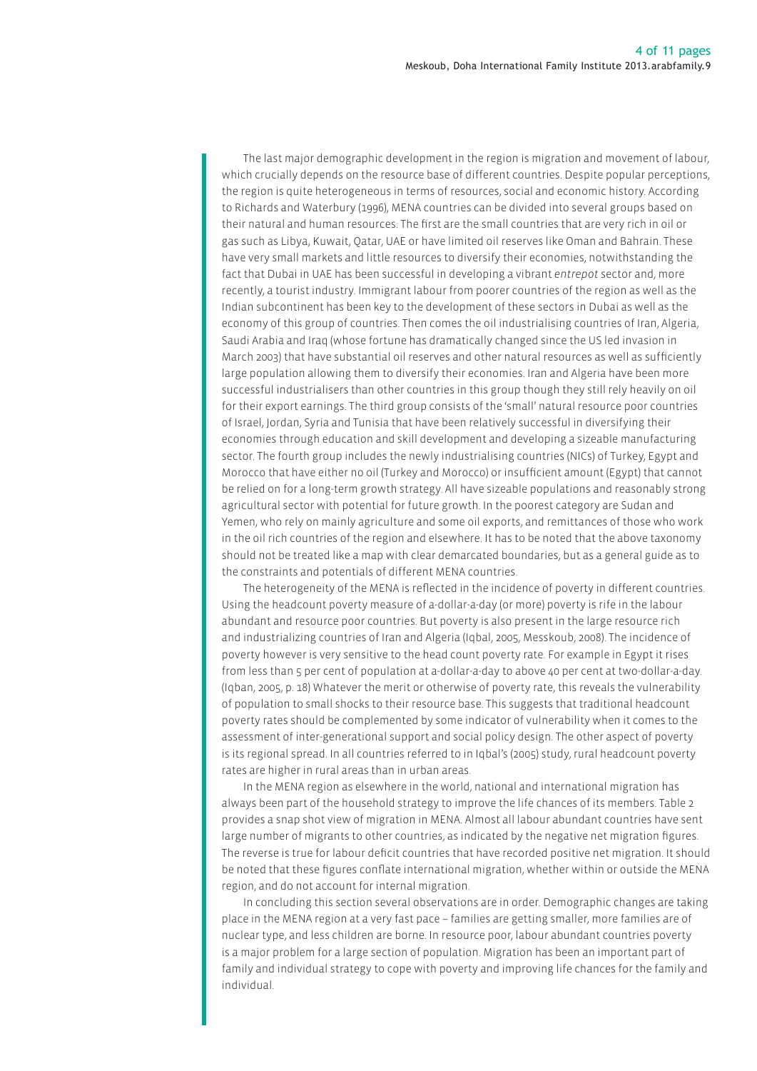The last major demographic development in the region is migration and movement of labour, which crucially depends on the resource base of different countries. Despite popular perceptions, the region is quite heterogeneous in terms of resources, social and economic history. According to Richards and Waterbury (1996), MENA countries can be divided into several groups based on their natural and human resources. The first are the small countries that are very rich in oil or gas such as Libya, Kuwait, Qatar, UAE or have limited oil reserves like Oman and Bahrain. These have very small markets and little resources to diversify their economies, notwithstanding the fact that Dubai in UAE has been successful in developing a vibrant *entrepot* sector and, more recently, a tourist industry. Immigrant labour from poorer countries of the region as well as the Indian subcontinent has been key to the development of these sectors in Dubai as well as the economy of this group of countries. Then comes the oil industrialising countries of Iran, Algeria, Saudi Arabia and Iraq (whose fortune has dramatically changed since the US led invasion in March 2003) that have substantial oil reserves and other natural resources as well as sufficiently large population allowing them to diversify their economies. Iran and Algeria have been more successful industrialisers than other countries in this group though they still rely heavily on oil for their export earnings. The third group consists of the 'small' natural resource poor countries of Israel, Jordan, Syria and Tunisia that have been relatively successful in diversifying their economies through education and skill development and developing a sizeable manufacturing sector. The fourth group includes the newly industrialising countries (NICs) of Turkey, Egypt and Morocco that have either no oil (Turkey and Morocco) or insufficient amount (Egypt) that cannot be relied on for a long-term growth strategy. All have sizeable populations and reasonably strong agricultural sector with potential for future growth. In the poorest category are Sudan and Yemen, who rely on mainly agriculture and some oil exports, and remittances of those who work in the oil rich countries of the region and elsewhere. It has to be noted that the above taxonomy should not be treated like a map with clear demarcated boundaries, but as a general guide as to the constraints and potentials of different MENA countries.

The heterogeneity of the MENA is reflected in the incidence of poverty in different countries. Using the headcount poverty measure of a-dollar-a-day (or more) poverty is rife in the labour abundant and resource poor countries. But poverty is also present in the large resource rich and industrializing countries of Iran and Algeria (Iqbal, 2005, Messkoub, 2008). The incidence of poverty however is very sensitive to the head count poverty rate. For example in Egypt it rises from less than 5 per cent of population at a-dollar-a-day to above 40 per cent at two-dollar-a-day. (Iqban, 2005, p. 18) Whatever the merit or otherwise of poverty rate, this reveals the vulnerability of population to small shocks to their resource base. This suggests that traditional headcount poverty rates should be complemented by some indicator of vulnerability when it comes to the assessment of inter-generational support and social policy design. The other aspect of poverty is its regional spread. In all countries referred to in Iqbal's (2005) study, rural headcount poverty rates are higher in rural areas than in urban areas.

In the MENA region as elsewhere in the world, national and international migration has always been part of the household strategy to improve the life chances of its members. Table 2 provides a snap shot view of migration in MENA. Almost all labour abundant countries have sent large number of migrants to other countries, as indicated by the negative net migration figures. The reverse is true for labour deficit countries that have recorded positive net migration. It should be noted that these figures conflate international migration, whether within or outside the MENA region, and do not account for internal migration.

In concluding this section several observations are in order. Demographic changes are taking place in the MENA region at a very fast pace – families are getting smaller, more families are of nuclear type, and less children are borne. In resource poor, labour abundant countries poverty is a major problem for a large section of population. Migration has been an important part of family and individual strategy to cope with poverty and improving life chances for the family and individual.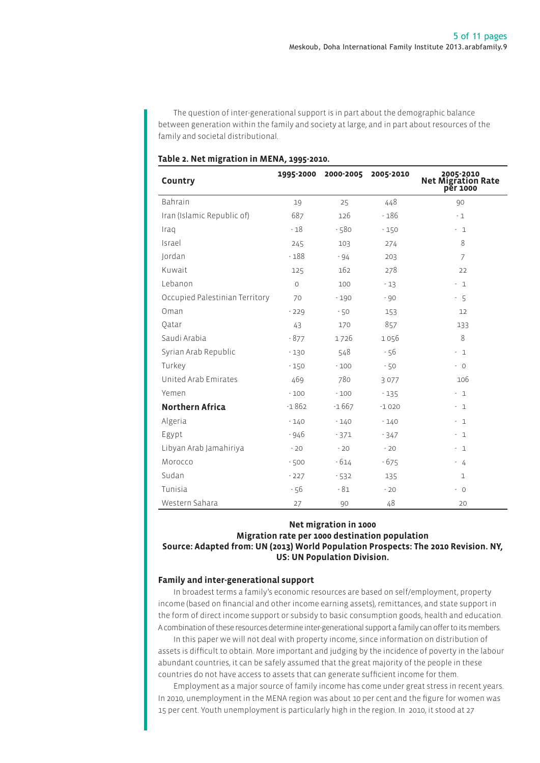The question of inter-generational support is in part about the demographic balance between generation within the family and society at large, and in part about resources of the family and societal distributional.

**Table 2. Net migration in MENA, 1995-2010.**

| Country | 1995-2000 | 2000-2005 | 2005-2010 | 2005-2010 Net Migration Rate per 1000 |
|---|---|---|---|---|
| Bahrain | 19 | 25 | 448 | 90 |
| Iran (Islamic Republic of) | 687 | 126 | -186 | -1 |
| Iraq | -18 | -580 | -150 | -1 |
| Israel | 245 | 103 | 274 | 8 |
| Jordan | -188 | -94 | 203 | 7 |
| Kuwait | 125 | 162 | 278 | 22 |
| Lebanon | 0 | 100 | -13 | -1 |
| Occupied Palestinian Territory | 70 | -190 | -90 | -5 |
| Oman | -229 | -50 | 153 | 12 |
| Qatar | 43 | 170 | 857 | 133 |
| Saudi Arabia | -877 | 1 726 | 1 056 | 8 |
| Syrian Arab Republic | -130 | 548 | -56 | -1 |
| Turkey | -150 | -100 | -50 | -0 |
| United Arab Emirates | 469 | 780 | 3 077 | 106 |
| Yemen | -100 | -100 | -135 | -1 |
| **Northern Africa** | -1 862 | -1 667 | -1 020 | -1 |
| Algeria | -140 | -140 | -140 | -1 |
| Egypt | -946 | -371 | -347 | -1 |
| Libyan Arab Jamahiriya | -20 | -20 | -20 | -1 |
| Morocco | -500 | -614 | -675 | -4 |
| Sudan | -227 | -532 | 135 | 1 |
| Tunisia | -56 | -81 | -20 | -0 |
| Western Sahara | 27 | 90 | 48 | 20 |

**Net migration in 1000**
**Migration rate per 1000 destination population**
**Source: Adapted from: UN (2013) World Population Prospects: The 2010 Revision. NY, US: UN Population Division.**

### Family and inter-generational support

In broadest terms a family's economic resources are based on self/employment, property income (based on financial and other income earning assets), remittances, and state support in the form of direct income support or subsidy to basic consumption goods, health and education. A combination of these resources determine inter-generational support a family can offer to its members.

In this paper we will not deal with property income, since information on distribution of assets is difficult to obtain. More important and judging by the incidence of poverty in the labour abundant countries, it can be safely assumed that the great majority of the people in these countries do not have access to assets that can generate sufficient income for them.

Employment as a major source of family income has come under great stress in recent years. In 2010, unemployment in the MENA region was about 10 per cent and the figure for women was 15 per cent. Youth unemployment is particularly high in the region. In 2010, it stood at 27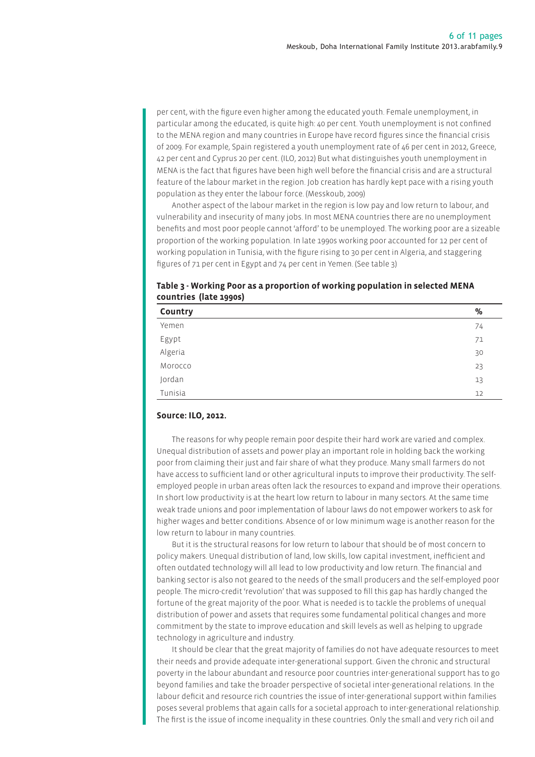per cent, with the figure even higher among the educated youth. Female unemployment, in particular among the educated, is quite high: 40 per cent. Youth unemployment is not confined to the MENA region and many countries in Europe have record figures since the financial crisis of 2009. For example, Spain registered a youth unemployment rate of 46 per cent in 2012, Greece, 42 per cent and Cyprus 20 per cent. (ILO, 2012) But what distinguishes youth unemployment in MENA is the fact that figures have been high well before the financial crisis and are a structural feature of the labour market in the region. Job creation has hardly kept pace with a rising youth population as they enter the labour force. (Messkoub, 2009)

Another aspect of the labour market in the region is low pay and low return to labour, and vulnerability and insecurity of many jobs. In most MENA countries there are no unemployment benefits and most poor people cannot 'afford' to be unemployed. The working poor are a sizeable proportion of the working population. In late 1990s working poor accounted for 12 per cent of working population in Tunisia, with the figure rising to 30 per cent in Algeria, and staggering figures of 71 per cent in Egypt and 74 per cent in Yemen. (See table 3)

**Table 3 - Working Poor as a proportion of working population in selected MENA countries (late 1990s)**

| Country | % |
|---|---|
| Yemen | 74 |
| Egypt | 71 |
| Algeria | 30 |
| Morocco | 23 |
| Jordan | 13 |
| Tunisia | 12 |

**Source: ILO, 2012.**

The reasons for why people remain poor despite their hard work are varied and complex. Unequal distribution of assets and power play an important role in holding back the working poor from claiming their just and fair share of what they produce. Many small farmers do not have access to sufficient land or other agricultural inputs to improve their productivity. The self-employed people in urban areas often lack the resources to expand and improve their operations. In short low productivity is at the heart low return to labour in many sectors. At the same time weak trade unions and poor implementation of labour laws do not empower workers to ask for higher wages and better conditions. Absence of or low minimum wage is another reason for the low return to labour in many countries.

But it is the structural reasons for low return to labour that should be of most concern to policy makers. Unequal distribution of land, low skills, low capital investment, inefficient and often outdated technology will all lead to low productivity and low return. The financial and banking sector is also not geared to the needs of the small producers and the self-employed poor people. The micro-credit 'revolution' that was supposed to fill this gap has hardly changed the fortune of the great majority of the poor. What is needed is to tackle the problems of unequal distribution of power and assets that requires some fundamental political changes and more commitment by the state to improve education and skill levels as well as helping to upgrade technology in agriculture and industry.

It should be clear that the great majority of families do not have adequate resources to meet their needs and provide adequate inter-generational support. Given the chronic and structural poverty in the labour abundant and resource poor countries inter-generational support has to go beyond families and take the broader perspective of societal inter-generational relations. In the labour deficit and resource rich countries the issue of inter-generational support within families poses several problems that again calls for a societal approach to inter-generational relationship. The first is the issue of income inequality in these countries. Only the small and very rich oil and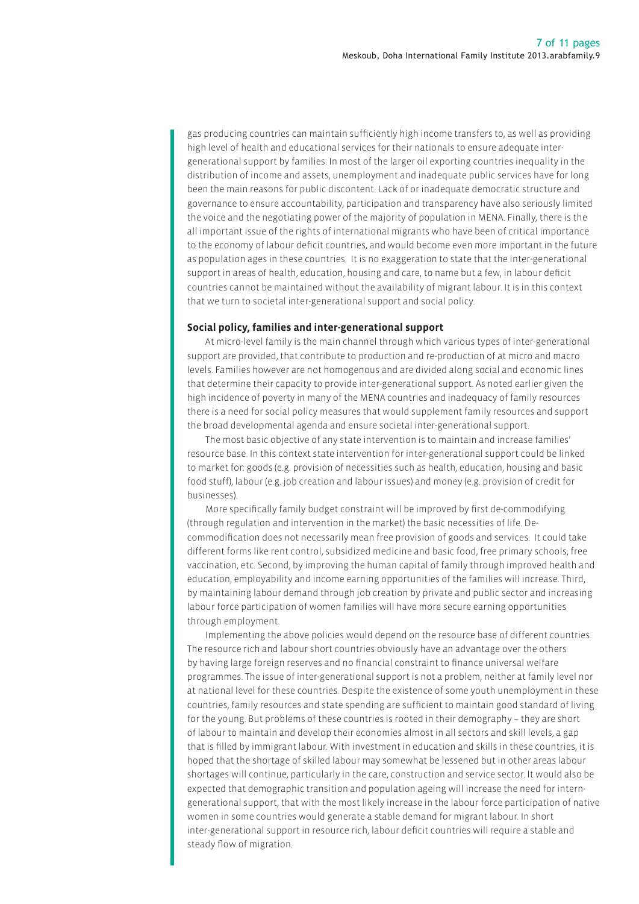gas producing countries can maintain sufficiently high income transfers to, as well as providing high level of health and educational services for their nationals to ensure adequate inter-generational support by families. In most of the larger oil exporting countries inequality in the distribution of income and assets, unemployment and inadequate public services have for long been the main reasons for public discontent. Lack of or inadequate democratic structure and governance to ensure accountability, participation and transparency have also seriously limited the voice and the negotiating power of the majority of population in MENA. Finally, there is the all important issue of the rights of international migrants who have been of critical importance to the economy of labour deficit countries, and would become even more important in the future as population ages in these countries. It is no exaggeration to state that the inter-generational support in areas of health, education, housing and care, to name but a few, in labour deficit countries cannot be maintained without the availability of migrant labour. It is in this context that we turn to societal inter-generational support and social policy.

**Social policy, families and inter-generational support**

At micro-level family is the main channel through which various types of inter-generational support are provided, that contribute to production and re-production of at micro and macro levels. Families however are not homogenous and are divided along social and economic lines that determine their capacity to provide inter-generational support. As noted earlier given the high incidence of poverty in many of the MENA countries and inadequacy of family resources there is a need for social policy measures that would supplement family resources and support the broad developmental agenda and ensure societal inter-generational support.

The most basic objective of any state intervention is to maintain and increase families' resource base. In this context state intervention for inter-generational support could be linked to market for: goods (e.g. provision of necessities such as health, education, housing and basic food stuff), labour (e.g. job creation and labour issues) and money (e.g. provision of credit for businesses).

More specifically family budget constraint will be improved by first de-commodifying (through regulation and intervention in the market) the basic necessities of life. De-commodification does not necessarily mean free provision of goods and services. It could take different forms like rent control, subsidized medicine and basic food, free primary schools, free vaccination, etc. Second, by improving the human capital of family through improved health and education, employability and income earning opportunities of the families will increase. Third, by maintaining labour demand through job creation by private and public sector and increasing labour force participation of women families will have more secure earning opportunities through employment.

Implementing the above policies would depend on the resource base of different countries. The resource rich and labour short countries obviously have an advantage over the others by having large foreign reserves and no financial constraint to finance universal welfare programmes. The issue of inter-generational support is not a problem, neither at family level nor at national level for these countries. Despite the existence of some youth unemployment in these countries, family resources and state spending are sufficient to maintain good standard of living for the young. But problems of these countries is rooted in their demography – they are short of labour to maintain and develop their economies almost in all sectors and skill levels, a gap that is filled by immigrant labour. With investment in education and skills in these countries, it is hoped that the shortage of skilled labour may somewhat be lessened but in other areas labour shortages will continue, particularly in the care, construction and service sector. It would also be expected that demographic transition and population ageing will increase the need for intern-generational support, that with the most likely increase in the labour force participation of native women in some countries would generate a stable demand for migrant labour. In short inter-generational support in resource rich, labour deficit countries will require a stable and steady flow of migration.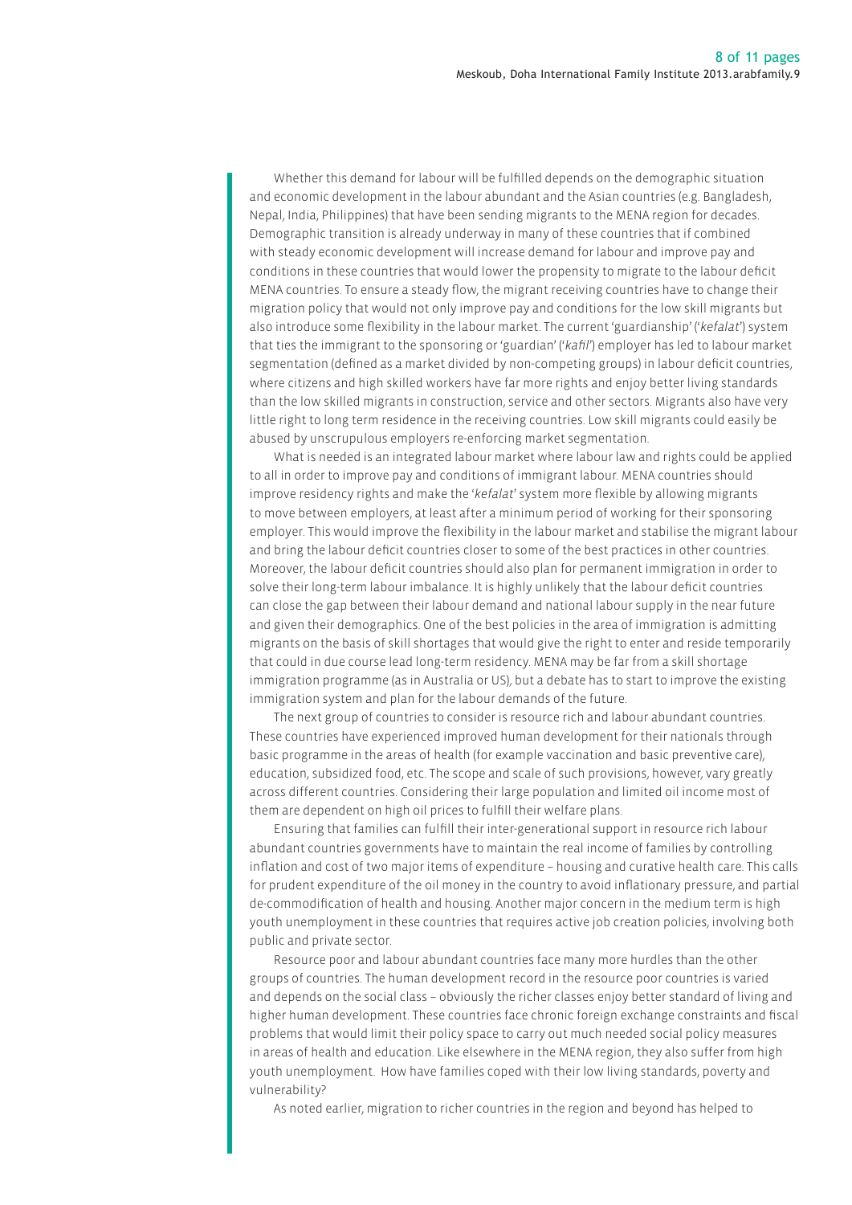Whether this demand for labour will be fulfilled depends on the demographic situation and economic development in the labour abundant and the Asian countries (e.g. Bangladesh, Nepal, India, Philippines) that have been sending migrants to the MENA region for decades. Demographic transition is already underway in many of these countries that if combined with steady economic development will increase demand for labour and improve pay and conditions in these countries that would lower the propensity to migrate to the labour deficit MENA countries. To ensure a steady flow, the migrant receiving countries have to change their migration policy that would not only improve pay and conditions for the low skill migrants but also introduce some flexibility in the labour market. The current 'guardianship' ('*kefalat*') system that ties the immigrant to the sponsoring or 'guardian' ('*kafil*') employer has led to labour market segmentation (defined as a market divided by non-competing groups) in labour deficit countries, where citizens and high skilled workers have far more rights and enjoy better living standards than the low skilled migrants in construction, service and other sectors. Migrants also have very little right to long term residence in the receiving countries. Low skill migrants could easily be abused by unscrupulous employers re-enforcing market segmentation.

What is needed is an integrated labour market where labour law and rights could be applied to all in order to improve pay and conditions of immigrant labour. MENA countries should improve residency rights and make the '*kefalat*' system more flexible by allowing migrants to move between employers, at least after a minimum period of working for their sponsoring employer. This would improve the flexibility in the labour market and stabilise the migrant labour and bring the labour deficit countries closer to some of the best practices in other countries. Moreover, the labour deficit countries should also plan for permanent immigration in order to solve their long-term labour imbalance. It is highly unlikely that the labour deficit countries can close the gap between their labour demand and national labour supply in the near future and given their demographics. One of the best policies in the area of immigration is admitting migrants on the basis of skill shortages that would give the right to enter and reside temporarily that could in due course lead long-term residency. MENA may be far from a skill shortage immigration programme (as in Australia or US), but a debate has to start to improve the existing immigration system and plan for the labour demands of the future.

The next group of countries to consider is resource rich and labour abundant countries. These countries have experienced improved human development for their nationals through basic programme in the areas of health (for example vaccination and basic preventive care), education, subsidized food, etc. The scope and scale of such provisions, however, vary greatly across different countries. Considering their large population and limited oil income most of them are dependent on high oil prices to fulfill their welfare plans.

Ensuring that families can fulfill their inter-generational support in resource rich labour abundant countries governments have to maintain the real income of families by controlling inflation and cost of two major items of expenditure – housing and curative health care. This calls for prudent expenditure of the oil money in the country to avoid inflationary pressure, and partial de-commodification of health and housing. Another major concern in the medium term is high youth unemployment in these countries that requires active job creation policies, involving both public and private sector.

Resource poor and labour abundant countries face many more hurdles than the other groups of countries. The human development record in the resource poor countries is varied and depends on the social class – obviously the richer classes enjoy better standard of living and higher human development. These countries face chronic foreign exchange constraints and fiscal problems that would limit their policy space to carry out much needed social policy measures in areas of health and education. Like elsewhere in the MENA region, they also suffer from high youth unemployment. How have families coped with their low living standards, poverty and vulnerability?

As noted earlier, migration to richer countries in the region and beyond has helped to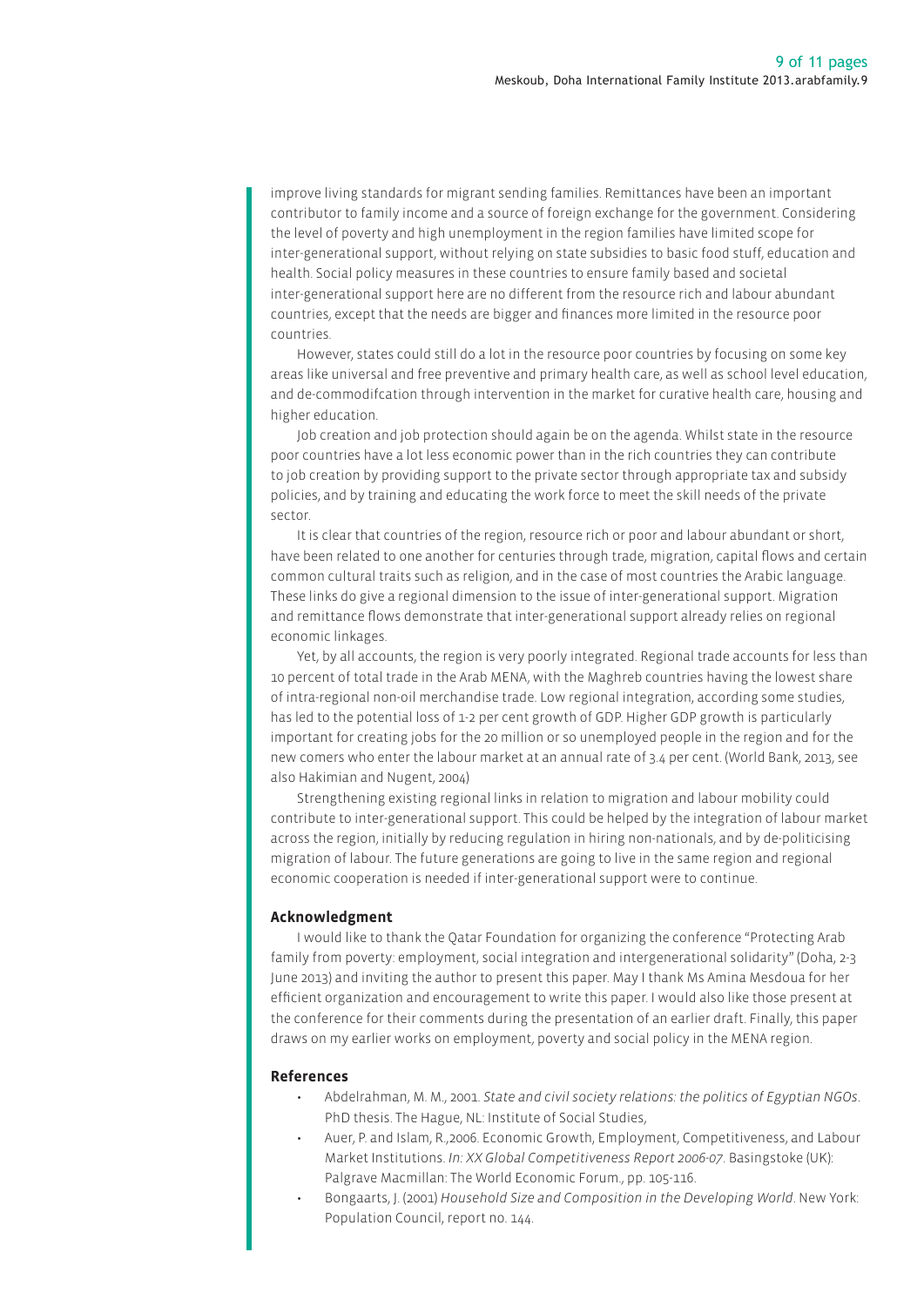improve living standards for migrant sending families. Remittances have been an important contributor to family income and a source of foreign exchange for the government. Considering the level of poverty and high unemployment in the region families have limited scope for inter-generational support, without relying on state subsidies to basic food stuff, education and health. Social policy measures in these countries to ensure family based and societal inter-generational support here are no different from the resource rich and labour abundant countries, except that the needs are bigger and finances more limited in the resource poor countries.

However, states could still do a lot in the resource poor countries by focusing on some key areas like universal and free preventive and primary health care, as well as school level education, and de-commodifcation through intervention in the market for curative health care, housing and higher education.

Job creation and job protection should again be on the agenda. Whilst state in the resource poor countries have a lot less economic power than in the rich countries they can contribute to job creation by providing support to the private sector through appropriate tax and subsidy policies, and by training and educating the work force to meet the skill needs of the private sector.

It is clear that countries of the region, resource rich or poor and labour abundant or short, have been related to one another for centuries through trade, migration, capital flows and certain common cultural traits such as religion, and in the case of most countries the Arabic language. These links do give a regional dimension to the issue of inter-generational support. Migration and remittance flows demonstrate that inter-generational support already relies on regional economic linkages.

Yet, by all accounts, the region is very poorly integrated. Regional trade accounts for less than 10 percent of total trade in the Arab MENA, with the Maghreb countries having the lowest share of intra-regional non-oil merchandise trade. Low regional integration, according some studies, has led to the potential loss of 1-2 per cent growth of GDP. Higher GDP growth is particularly important for creating jobs for the 20 million or so unemployed people in the region and for the new comers who enter the labour market at an annual rate of 3.4 per cent. (World Bank, 2013, see also Hakimian and Nugent, 2004)

Strengthening existing regional links in relation to migration and labour mobility could contribute to inter-generational support. This could be helped by the integration of labour market across the region, initially by reducing regulation in hiring non-nationals, and by de-politicising migration of labour. The future generations are going to live in the same region and regional economic cooperation is needed if inter-generational support were to continue.

## Acknowledgment

I would like to thank the Qatar Foundation for organizing the conference "Protecting Arab family from poverty: employment, social integration and intergenerational solidarity" (Doha, 2-3 June 2013) and inviting the author to present this paper. May I thank Ms Amina Mesdoua for her efficient organization and encouragement to write this paper. I would also like those present at the conference for their comments during the presentation of an earlier draft. Finally, this paper draws on my earlier works on employment, poverty and social policy in the MENA region.

## References

- Abdelrahman, M. M., 2001. *State and civil society relations: the politics of Egyptian NGOs*. PhD thesis. The Hague, NL: Institute of Social Studies,
- Auer, P. and Islam, R.,2006. Economic Growth, Employment, Competitiveness, and Labour Market Institutions. *In: XX Global Competitiveness Report 2006-07*. Basingstoke (UK): Palgrave Macmillan: The World Economic Forum., pp. 105-116.
- Bongaarts, J. (2001) *Household Size and Composition in the Developing World*. New York: Population Council, report no. 144.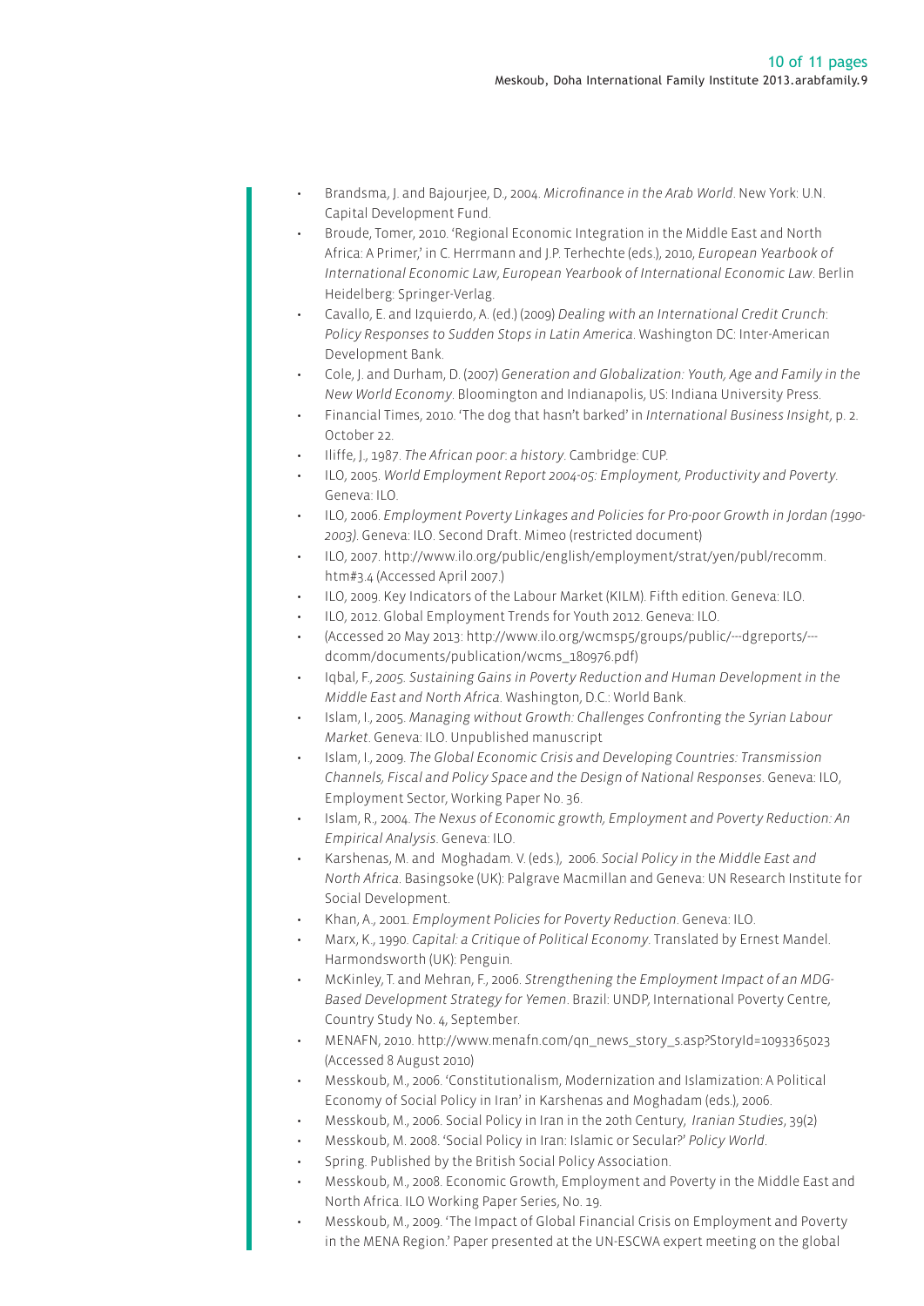- Brandsma, J. and Bajourjee, D., 2004. *Microfinance in the Arab World*. New York: U.N. Capital Development Fund.
- Broude, Tomer, 2010. 'Regional Economic Integration in the Middle East and North Africa: A Primer,' in C. Herrmann and J.P. Terhechte (eds.), 2010, *European Yearbook of International Economic Law, European Yearbook of International Economic Law*. Berlin Heidelberg: Springer-Verlag.
- Cavallo, E. and Izquierdo, A. (ed.) (2009) *Dealing with an International Credit Crunch: Policy Responses to Sudden Stops in Latin America*. Washington DC: Inter-American Development Bank.
- Cole, J. and Durham, D. (2007) *Generation and Globalization: Youth, Age and Family in the New World Economy*. Bloomington and Indianapolis, US: Indiana University Press.
- Financial Times, 2010. 'The dog that hasn't barked' in *International Business Insight*, p. 2. October 22.
- Iliffe, J., 1987. *The African poor: a history*. Cambridge: CUP.
- ILO, 2005. *World Employment Report 2004-05: Employment, Productivity and Poverty*. Geneva: ILO.
- ILO, 2006. *Employment Poverty Linkages and Policies for Pro-poor Growth in Jordan (1990-2003)*. Geneva: ILO. Second Draft. Mimeo (restricted document)
- ILO, 2007. http://www.ilo.org/public/english/employment/strat/yen/publ/recomm.htm#3.4 (Accessed April 2007.)
- ILO, 2009. Key Indicators of the Labour Market (KILM). Fifth edition. Geneva: ILO.
- ILO, 2012. Global Employment Trends for Youth 2012. Geneva: ILO.
- (Accessed 20 May 2013: http://www.ilo.org/wcmsp5/groups/public/---dgreports/---dcomm/documents/publication/wcms_180976.pdf)
- Iqbal, F., *2005. Sustaining Gains in Poverty Reduction and Human Development in the Middle East and North Africa*. Washington, D.C.: World Bank.
- Islam, I., 2005. *Managing without Growth: Challenges Confronting the Syrian Labour Market*. Geneva: ILO. Unpublished manuscript
- Islam, I., 2009. *The Global Economic Crisis and Developing Countries: Transmission Channels, Fiscal and Policy Space and the Design of National Responses*. Geneva: ILO, Employment Sector, Working Paper No. 36.
- Islam, R., 2004. *The Nexus of Economic growth, Employment and Poverty Reduction: An Empirical Analysis*. Geneva: ILO.
- Karshenas, M. and Moghadam. V. (eds.), 2006. *Social Policy in the Middle East and North Africa*. Basingsoke (UK): Palgrave Macmillan and Geneva: UN Research Institute for Social Development.
- Khan, A., 2001. *Employment Policies for Poverty Reduction*. Geneva: ILO.
- Marx, K., 1990. *Capital: a Critique of Political Economy*. Translated by Ernest Mandel. Harmondsworth (UK): Penguin.
- McKinley, T. and Mehran, F., 2006. *Strengthening the Employment Impact of an MDG-Based Development Strategy for Yemen*. Brazil: UNDP, International Poverty Centre, Country Study No. 4, September.
- MENAFN, 2010. http://www.menafn.com/qn_news_story_s.asp?StoryId=1093365023 (Accessed 8 August 2010)
- Messkoub, M., 2006. 'Constitutionalism, Modernization and Islamization: A Political Economy of Social Policy in Iran' in Karshenas and Moghadam (eds.), 2006.
- Messkoub, M., 2006. Social Policy in Iran in the 20th Century, *Iranian Studies*, 39(2)
- Messkoub, M. 2008. 'Social Policy in Iran: Islamic or Secular?' *Policy World*.
- Spring. Published by the British Social Policy Association.
- Messkoub, M., 2008. Economic Growth, Employment and Poverty in the Middle East and North Africa. ILO Working Paper Series, No. 19.
- Messkoub, M., 2009. 'The Impact of Global Financial Crisis on Employment and Poverty in the MENA Region.' Paper presented at the UN-ESCWA expert meeting on the global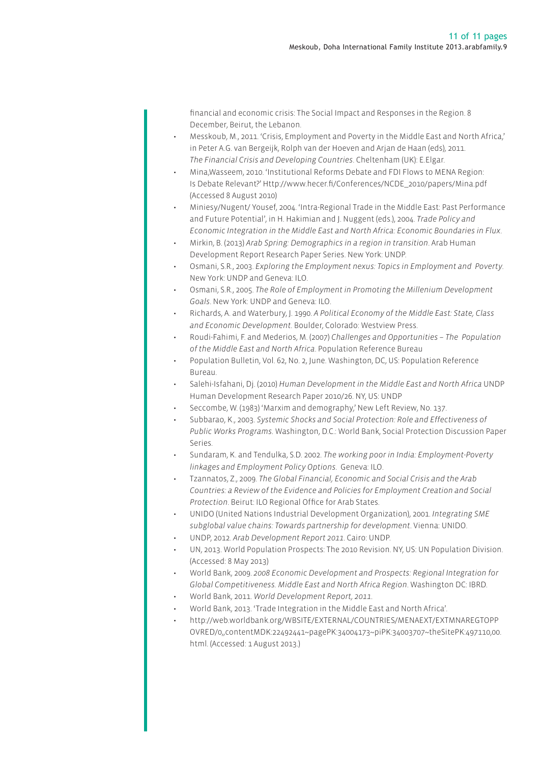financial and economic crisis: The Social Impact and Responses in the Region. 8 December, Beirut, the Lebanon.

- Messkoub, M., 2011. 'Crisis, Employment and Poverty in the Middle East and North Africa,' in Peter A.G. van Bergeijk, Rolph van der Hoeven and Arjan de Haan (eds), 2011. *The Financial Crisis and Developing Countries*. Cheltenham (UK): E.Elgar.
- Mina,Wasseem, 2010. 'Institutional Reforms Debate and FDI Flows to MENA Region: Is Debate Relevant?' Http://www.hecer.fi/Conferences/NCDE_2010/papers/Mina.pdf (Accessed 8 August 2010)
- Miniesy/Nugent/ Yousef, 2004. 'Intra-Regional Trade in the Middle East: Past Performance and Future Potential', in H. Hakimian and J. Nuggent (eds.), 2004. *Trade Policy and Economic Integration in the Middle East and North Africa: Economic Boundaries in Flux*.
- Mirkin, B. (2013) *Arab Spring: Demographics in a region in transition*. Arab Human Development Report Research Paper Series. New York: UNDP.
- Osmani, S.R., 2003. *Exploring the Employment nexus: Topics in Employment and Poverty*. New York: UNDP and Geneva: ILO.
- Osmani, S.R., 2005. *The Role of Employment in Promoting the Millenium Development Goals*. New York: UNDP and Geneva: ILO.
- Richards, A. and Waterbury, J. 1990. *A Political Economy of the Middle East: State, Class and Economic Development*. Boulder, Colorado: Westview Press.
- Roudi-Fahimi, F. and Mederios, M. (2007) *Challenges and Opportunities – The Population of the Middle East and North Africa*. Population Reference Bureau
- Population Bulletin, Vol. 62, No. 2, June. Washington, DC, US: Population Reference Bureau.
- Salehi-Isfahani, Dj. (2010) *Human Development in the Middle East and North Africa* UNDP Human Development Research Paper 2010/26. NY, US: UNDP
- Seccombe, W. (1983) 'Marxim and demography,' New Left Review, No. 137.
- Subbarao, K., 2003. *Systemic Shocks and Social Protection: Role and Effectiveness of Public Works Programs*. Washington, D.C.: World Bank, Social Protection Discussion Paper Series.
- Sundaram, K. and Tendulka, S.D. 2002. *The working poor in India: Employment-Poverty linkages and Employment Policy Options*. Geneva: ILO.
- Tzannatos, Z., 2009. *The Global Financial, Economic and Social Crisis and the Arab Countries: a Review of the Evidence and Policies for Employment Creation and Social Protection*. Beirut: ILO Regional Office for Arab States.
- UNIDO (United Nations Industrial Development Organization), 2001. *Integrating SME subglobal value chains: Towards partnership for development*. Vienna: UNIDO.
- UNDP, 2012. *Arab Development Report 2011*. Cairo: UNDP.
- UN, 2013. World Population Prospects: The 2010 Revision. NY, US: UN Population Division. (Accessed: 8 May 2013)
- World Bank, 2009. *2008 Economic Development and Prospects: Regional Integration for Global Competitiveness. Middle East and North Africa Region*. Washington DC: IBRD.
- World Bank, 2011. *World Development Report, 2011*.
- World Bank, 2013. 'Trade Integration in the Middle East and North Africa'.
- http://web.worldbank.org/WBSITE/EXTERNAL/COUNTRIES/MENAEXT/EXTMNAREGTOPPOVRED/0,,contentMDK:22492441~pagePK:34004173~piPK:34003707~theSitePK:497110,00.html. (Accessed: 1 August 2013.)